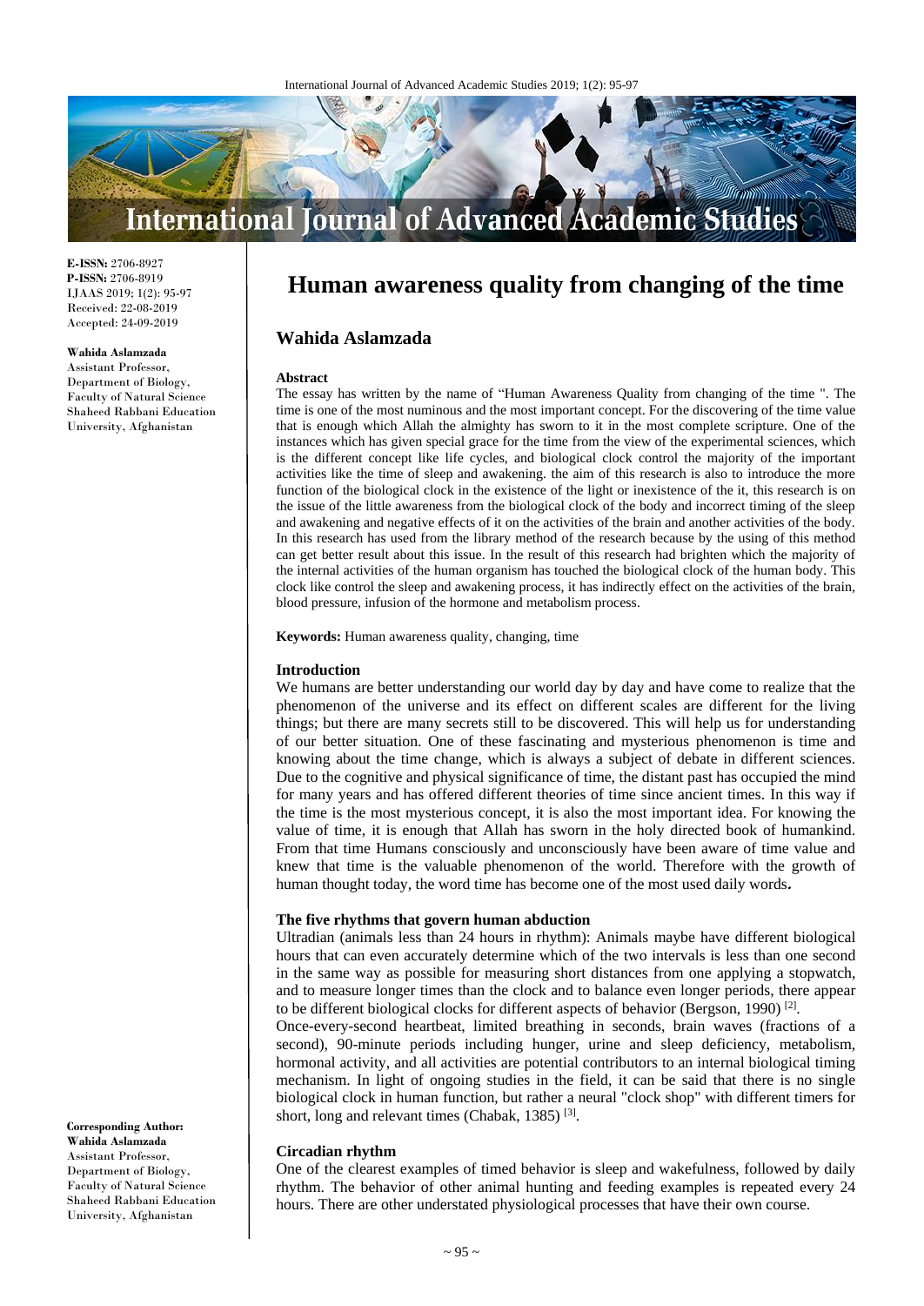# Human awareness quality from changing of the time

**E-ISSN:** 2706-8927
**P-ISSN:** 2706-8919
IJAAS 2019; 1(2): 95-97
Received: 22-08-2019
Accepted: 24-09-2019

**Wahida Aslamzada**
Assistant Professor, Department of Biology, Faculty of Natural Science Shaheed Rabbani Education University, Afghanistan

**Corresponding Author:**
**Wahida Aslamzada**
Assistant Professor, Department of Biology, Faculty of Natural Science Shaheed Rabbani Education University, Afghanistan

## Wahida Aslamzada

### Abstract

The essay has written by the name of "Human Awareness Quality from changing of the time ". The time is one of the most numinous and the most important concept. For the discovering of the time value that is enough which Allah the almighty has sworn to it in the most complete scripture. One of the instances which has given special grace for the time from the view of the experimental sciences, which is the different concept like life cycles, and biological clock control the majority of the important activities like the time of sleep and awakening. the aim of this research is also to introduce the more function of the biological clock in the existence of the light or inexistence of the it, this research is on the issue of the little awareness from the biological clock of the body and incorrect timing of the sleep and awakening and negative effects of it on the activities of the brain and another activities of the body. In this research has used from the library method of the research because by the using of this method can get better result about this issue. In the result of this research had brighten which the majority of the internal activities of the human organism has touched the biological clock of the human body. This clock like control the sleep and awakening process, it has indirectly effect on the activities of the brain, blood pressure, infusion of the hormone and metabolism process.

**Keywords:** Human awareness quality, changing, time

### Introduction

We humans are better understanding our world day by day and have come to realize that the phenomenon of the universe and its effect on different scales are different for the living things; but there are many secrets still to be discovered. This will help us for understanding of our better situation. One of these fascinating and mysterious phenomenon is time and knowing about the time change, which is always a subject of debate in different sciences. Due to the cognitive and physical significance of time, the distant past has occupied the mind for many years and has offered different theories of time since ancient times. In this way if the time is the most mysterious concept, it is also the most important idea. For knowing the value of time, it is enough that Allah has sworn in the holy directed book of humankind. From that time Humans consciously and unconsciously have been aware of time value and knew that time is the valuable phenomenon of the world. Therefore with the growth of human thought today, the word time has become one of the most used daily words**.**

### The five rhythms that govern human abduction

Ultradian (animals less than 24 hours in rhythm): Animals maybe have different biological hours that can even accurately determine which of the two intervals is less than one second in the same way as possible for measuring short distances from one applying a stopwatch, and to measure longer times than the clock and to balance even longer periods, there appear to be different biological clocks for different aspects of behavior (Bergson, 1990) [2].

Once-every-second heartbeat, limited breathing in seconds, brain waves (fractions of a second), 90-minute periods including hunger, urine and sleep deficiency, metabolism, hormonal activity, and all activities are potential contributors to an internal biological timing mechanism. In light of ongoing studies in the field, it can be said that there is no single biological clock in human function, but rather a neural "clock shop" with different timers for short, long and relevant times (Chabak, 1385) [3].

### Circadian rhythm

One of the clearest examples of timed behavior is sleep and wakefulness, followed by daily rhythm. The behavior of other animal hunting and feeding examples is repeated every 24 hours. There are other understated physiological processes that have their own course.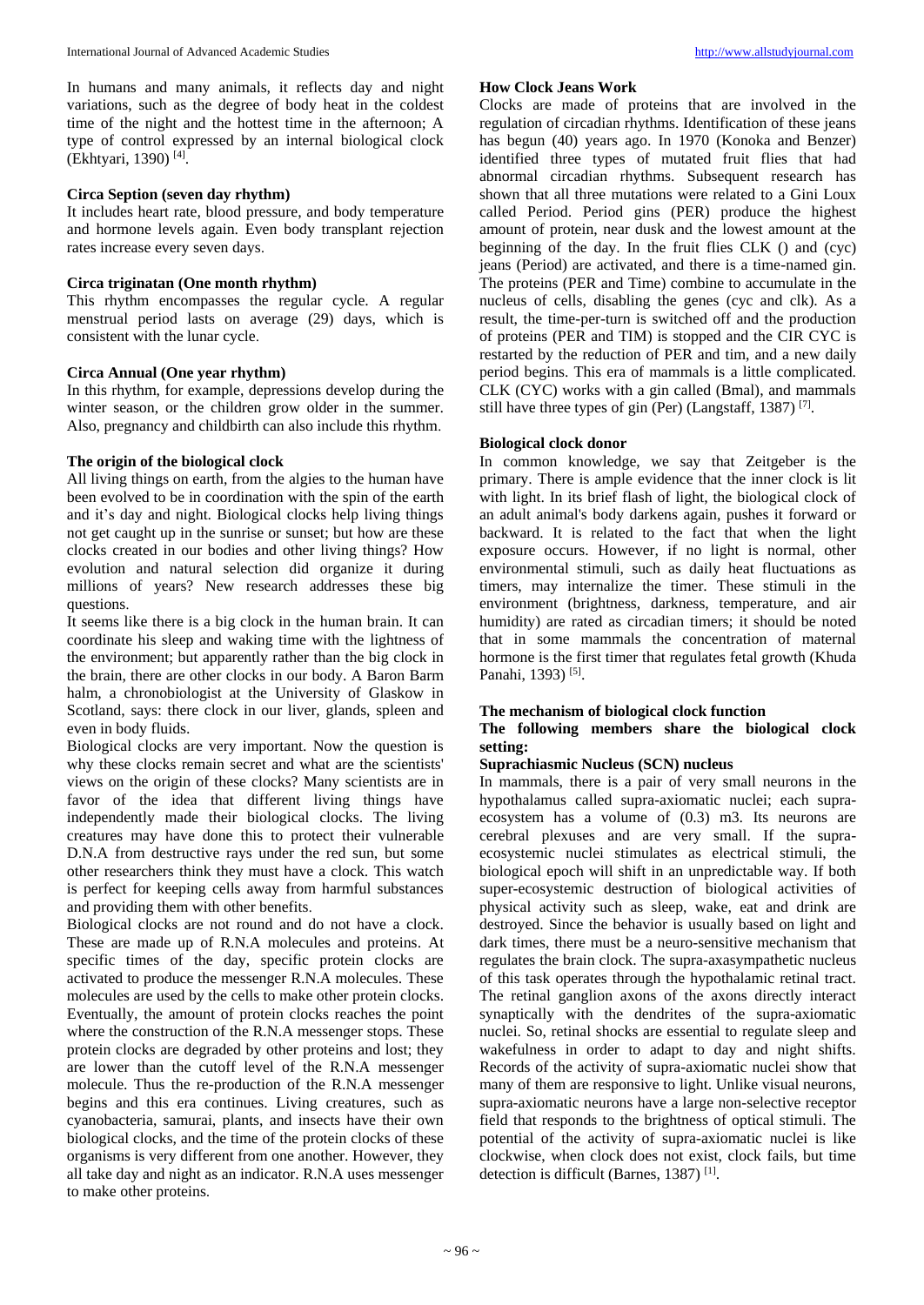In humans and many animals, it reflects day and night variations, such as the degree of body heat in the coldest time of the night and the hottest time in the afternoon; A type of control expressed by an internal biological clock (Ekhtyari, 1390) [4].

### Circa Seption (seven day rhythm)

It includes heart rate, blood pressure, and body temperature and hormone levels again. Even body transplant rejection rates increase every seven days.

### Circa triginatan (One month rhythm)

This rhythm encompasses the regular cycle. A regular menstrual period lasts on average (29) days, which is consistent with the lunar cycle.

### Circa Annual (One year rhythm)

In this rhythm, for example, depressions develop during the winter season, or the children grow older in the summer. Also, pregnancy and childbirth can also include this rhythm.

### The origin of the biological clock

All living things on earth, from the algies to the human have been evolved to be in coordination with the spin of the earth and it's day and night. Biological clocks help living things not get caught up in the sunrise or sunset; but how are these clocks created in our bodies and other living things? How evolution and natural selection did organize it during millions of years? New research addresses these big questions.

It seems like there is a big clock in the human brain. It can coordinate his sleep and waking time with the lightness of the environment; but apparently rather than the big clock in the brain, there are other clocks in our body. A Baron Barm halm, a chronobiologist at the University of Glaskow in Scotland, says: there clock in our liver, glands, spleen and even in body fluids.

Biological clocks are very important. Now the question is why these clocks remain secret and what are the scientists' views on the origin of these clocks? Many scientists are in favor of the idea that different living things have independently made their biological clocks. The living creatures may have done this to protect their vulnerable D.N.A from destructive rays under the red sun, but some other researchers think they must have a clock. This watch is perfect for keeping cells away from harmful substances and providing them with other benefits.

Biological clocks are not round and do not have a clock. These are made up of R.N.A molecules and proteins. At specific times of the day, specific protein clocks are activated to produce the messenger R.N.A molecules. These molecules are used by the cells to make other protein clocks. Eventually, the amount of protein clocks reaches the point where the construction of the R.N.A messenger stops. These protein clocks are degraded by other proteins and lost; they are lower than the cutoff level of the R.N.A messenger molecule. Thus the re-production of the R.N.A messenger begins and this era continues. Living creatures, such as cyanobacteria, samurai, plants, and insects have their own biological clocks, and the time of the protein clocks of these organisms is very different from one another. However, they all take day and night as an indicator. R.N.A uses messenger to make other proteins.

### How Clock Jeans Work

Clocks are made of proteins that are involved in the regulation of circadian rhythms. Identification of these jeans has begun (40) years ago. In 1970 (Konoka and Benzer) identified three types of mutated fruit flies that had abnormal circadian rhythms. Subsequent research has shown that all three mutations were related to a Gini Loux called Period. Period gins (PER) produce the highest amount of protein, near dusk and the lowest amount at the beginning of the day. In the fruit flies CLK () and (cyc) jeans (Period) are activated, and there is a time-named gin. The proteins (PER and Time) combine to accumulate in the nucleus of cells, disabling the genes (cyc and clk). As a result, the time-per-turn is switched off and the production of proteins (PER and TIM) is stopped and the CIR CYC is restarted by the reduction of PER and tim, and a new daily period begins. This era of mammals is a little complicated. CLK (CYC) works with a gin called (Bmal), and mammals still have three types of gin (Per) (Langstaff, 1387) [7].

### Biological clock donor

In common knowledge, we say that Zeitgeber is the primary. There is ample evidence that the inner clock is lit with light. In its brief flash of light, the biological clock of an adult animal's body darkens again, pushes it forward or backward. It is related to the fact that when the light exposure occurs. However, if no light is normal, other environmental stimuli, such as daily heat fluctuations as timers, may internalize the timer. These stimuli in the environment (brightness, darkness, temperature, and air humidity) are rated as circadian timers; it should be noted that in some mammals the concentration of maternal hormone is the first timer that regulates fetal growth (Khuda Panahi, 1393) [5].

### The mechanism of biological clock function

### The following members share the biological clock setting:

### Suprachiasmic Nucleus (SCN) nucleus

In mammals, there is a pair of very small neurons in the hypothalamus called supra-axiomatic nuclei; each supra-ecosystem has a volume of (0.3) m3. Its neurons are cerebral plexuses and are very small. If the supra-ecosystemic nuclei stimulates as electrical stimuli, the biological epoch will shift in an unpredictable way. If both super-ecosystemic destruction of biological activities of physical activity such as sleep, wake, eat and drink are destroyed. Since the behavior is usually based on light and dark times, there must be a neuro-sensitive mechanism that regulates the brain clock. The supra-axasympathetic nucleus of this task operates through the hypothalamic retinal tract. The retinal ganglion axons of the axons directly interact synaptically with the dendrites of the supra-axiomatic nuclei. So, retinal shocks are essential to regulate sleep and wakefulness in order to adapt to day and night shifts. Records of the activity of supra-axiomatic nuclei show that many of them are responsive to light. Unlike visual neurons, supra-axiomatic neurons have a large non-selective receptor field that responds to the brightness of optical stimuli. The potential of the activity of supra-axiomatic nuclei is like clockwise, when clock does not exist, clock fails, but time detection is difficult (Barnes, 1387) [1].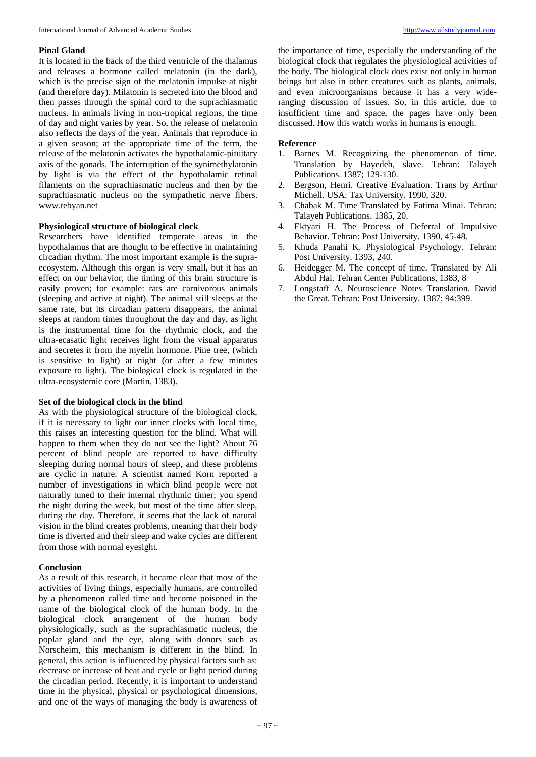### Pinal Gland

It is located in the back of the third ventricle of the thalamus and releases a hormone called melatonin (in the dark), which is the precise sign of the melatonin impulse at night (and therefore day). Milatonin is secreted into the blood and then passes through the spinal cord to the suprachiasmatic nucleus. In animals living in non-tropical regions, the time of day and night varies by year. So, the release of melatonin also reflects the days of the year. Animals that reproduce in a given season; at the appropriate time of the term, the release of the melatonin activates the hypothalamic-pituitary axis of the gonads. The interruption of the synimethylatonin by light is via the effect of the hypothalamic retinal filaments on the suprachiasmatic nucleus and then by the suprachiasmatic nucleus on the sympathetic nerve fibers. www.tebyan.net

### Physiological structure of biological clock

Researchers have identified temperate areas in the hypothalamus that are thought to be effective in maintaining circadian rhythm. The most important example is the supra-ecosystem. Although this organ is very small, but it has an effect on our behavior, the timing of this brain structure is easily proven; for example: rats are carnivorous animals (sleeping and active at night). The animal still sleeps at the same rate, but its circadian pattern disappears, the animal sleeps at random times throughout the day and day, as light is the instrumental time for the rhythmic clock, and the ultra-ecasatic light receives light from the visual apparatus and secretes it from the myelin hormone. Pine tree, (which is sensitive to light) at night (or after a few minutes exposure to light). The biological clock is regulated in the ultra-ecosystemic core (Martin, 1383).

### Set of the biological clock in the blind

As with the physiological structure of the biological clock, if it is necessary to light our inner clocks with local time, this raises an interesting question for the blind. What will happen to them when they do not see the light? About 76 percent of blind people are reported to have difficulty sleeping during normal hours of sleep, and these problems are cyclic in nature. A scientist named Korn reported a number of investigations in which blind people were not naturally tuned to their internal rhythmic timer; you spend the night during the week, but most of the time after sleep, during the day. Therefore, it seems that the lack of natural vision in the blind creates problems, meaning that their body time is diverted and their sleep and wake cycles are different from those with normal eyesight.

### Conclusion

As a result of this research, it became clear that most of the activities of living things, especially humans, are controlled by a phenomenon called time and become poisoned in the name of the biological clock of the human body. In the biological clock arrangement of the human body physiologically, such as the suprachiasmatic nucleus, the poplar gland and the eye, along with donors such as Norscheim, this mechanism is different in the blind. In general, this action is influenced by physical factors such as: decrease or increase of heat and cycle or light period during the circadian period. Recently, it is important to understand time in the physical, physical or psychological dimensions, and one of the ways of managing the body is awareness of the importance of time, especially the understanding of the biological clock that regulates the physiological activities of the body. The biological clock does exist not only in human beings but also in other creatures such as plants, animals, and even microorganisms because it has a very wide-ranging discussion of issues. So, in this article, due to insufficient time and space, the pages have only been discussed. How this watch works in humans is enough.

### Reference

1. Barnes M. Recognizing the phenomenon of time. Translation by Hayedeh, slave. Tehran: Talayeh Publications. 1387; 129-130.
2. Bergson, Henri. Creative Evaluation. Trans by Arthur Michell. USA: Tax University. 1990, 320.
3. Chabak M. Time Translated by Fatima Minai. Tehran: Talayeh Publications. 1385, 20.
4. Ektyari H. The Process of Deferral of Impulsive Behavior. Tehran: Post University. 1390, 45-48.
5. Khuda Panahi K. Physiological Psychology. Tehran: Post University. 1393, 240.
6. Heidegger M. The concept of time. Translated by Ali Abdul Hai. Tehran Center Publications, 1383, 8
7. Longstaff A. Neuroscience Notes Translation. David the Great. Tehran: Post University. 1387; 94:399.